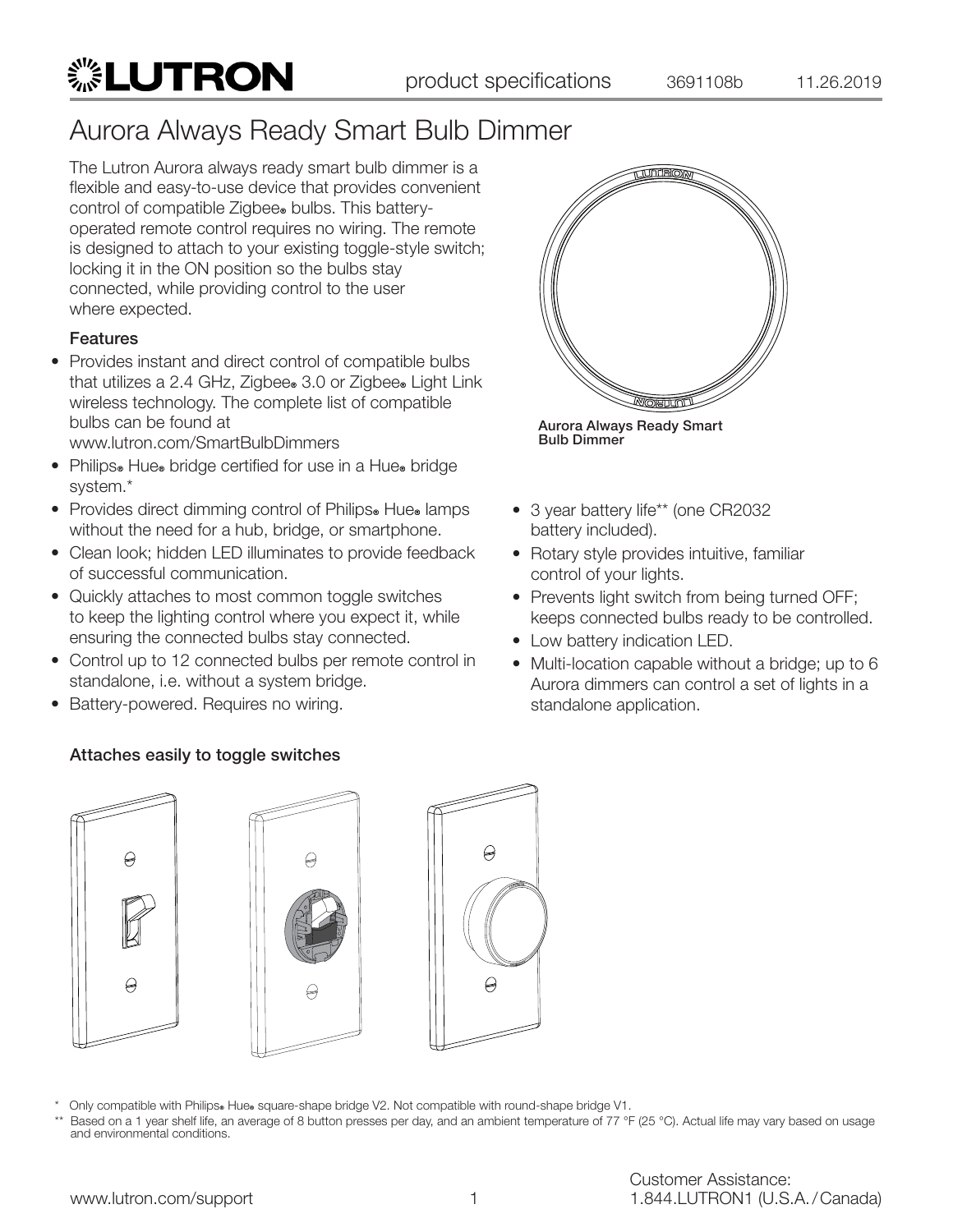# Aurora Always Ready Smart Bulb Dimmer

The Lutron Aurora always ready smart bulb dimmer is a flexible and easy-to-use device that provides convenient control of compatible Zigbee® bulbs. This battery-operated remote control requires no wiring. The remote is designed to attach to your existing toggle-style switch; locking it in the ON position so the bulbs stay connected, while providing control to the user where expected.

Aurora Always Ready Smart Bulb Dimmer

### Features

- Provides instant and direct control of compatible bulbs that utilizes a 2.4 GHz, Zigbee® 3.0 or Zigbee® Light Link wireless technology. The complete list of compatible bulbs can be found at www.lutron.com/SmartBulbDimmers
- Philips® Hue® bridge certified for use in a Hue® bridge system.*
- Provides direct dimming control of Philips® Hue® lamps without the need for a hub, bridge, or smartphone.
- Clean look; hidden LED illuminates to provide feedback of successful communication.
- Quickly attaches to most common toggle switches to keep the lighting control where you expect it, while ensuring the connected bulbs stay connected.
- Control up to 12 connected bulbs per remote control in standalone, i.e. without a system bridge.
- Battery-powered. Requires no wiring.
- 3 year battery life** (one CR2032 battery included).
- Rotary style provides intuitive, familiar control of your lights.
- Prevents light switch from being turned OFF; keeps connected bulbs ready to be controlled.
- Low battery indication LED.
- Multi-location capable without a bridge; up to 6 Aurora dimmers can control a set of lights in a standalone application.

### Attaches easily to toggle switches

\* Only compatible with Philips® Hue® square-shape bridge V2. Not compatible with round-shape bridge V1.

\*\* Based on a 1 year shelf life, an average of 8 button presses per day, and an ambient temperature of 77 °F (25 °C). Actual life may vary based on usage and environmental conditions.

www.lutron.com/support

Customer Assistance: 1.844.LUTRON1 (U.S.A. / Canada)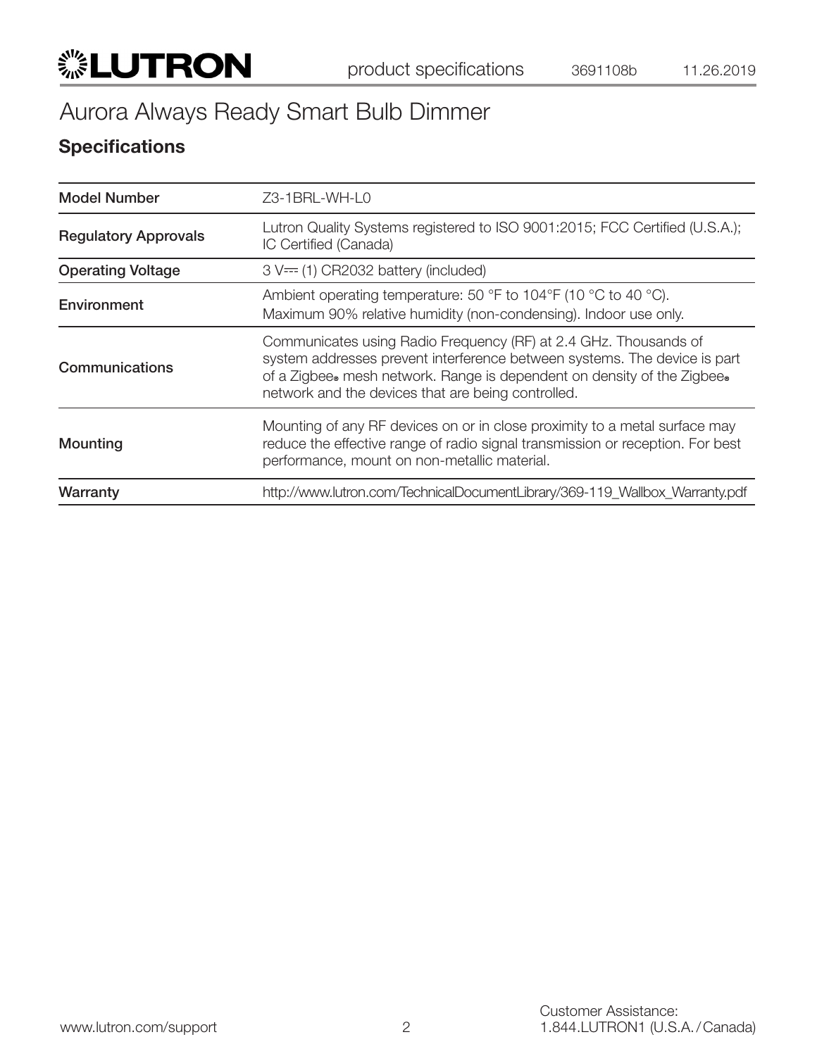# Aurora Always Ready Smart Bulb Dimmer

## Specifications

| | |
|---|---|
| **Model Number** | Z3-1BRL-WH-L0 |
| **Regulatory Approvals** | Lutron Quality Systems registered to ISO 9001:2015; FCC Certified (U.S.A.); IC Certified (Canada) |
| **Operating Voltage** | 3 V⎓ (1) CR2032 battery (included) |
| **Environment** | Ambient operating temperature: 50 °F to 104°F (10 °C to 40 °C). Maximum 90% relative humidity (non-condensing). Indoor use only. |
| **Communications** | Communicates using Radio Frequency (RF) at 2.4 GHz. Thousands of system addresses prevent interference between systems. The device is part of a Zigbee® mesh network. Range is dependent on density of the Zigbee® network and the devices that are being controlled. |
| **Mounting** | Mounting of any RF devices on or in close proximity to a metal surface may reduce the effective range of radio signal transmission or reception. For best performance, mount on non-metallic material. |
| **Warranty** | http://www.lutron.com/TechnicalDocumentLibrary/369-119_Wallbox_Warranty.pdf |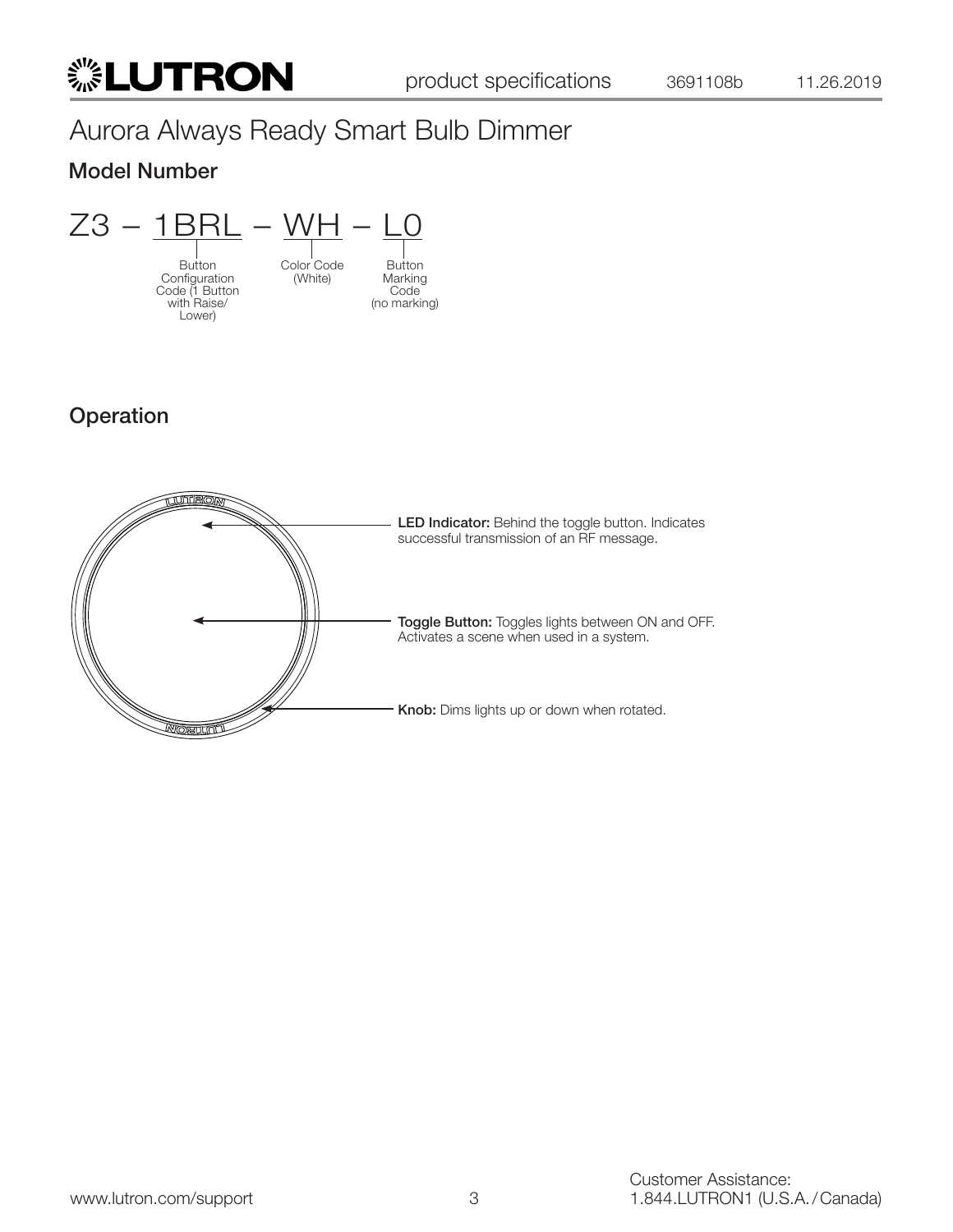# Aurora Always Ready Smart Bulb Dimmer

## Model Number

Z3 – 1BRL – WH – L0

- 1BRL: Button Configuration Code (1 Button with Raise/Lower)
- WH: Color Code (White)
- L0: Button Marking Code (no marking)

## Operation

**LED Indicator:** Behind the toggle button. Indicates successful transmission of an RF message.

**Toggle Button:** Toggles lights between ON and OFF. Activates a scene when used in a system.

**Knob:** Dims lights up or down when rotated.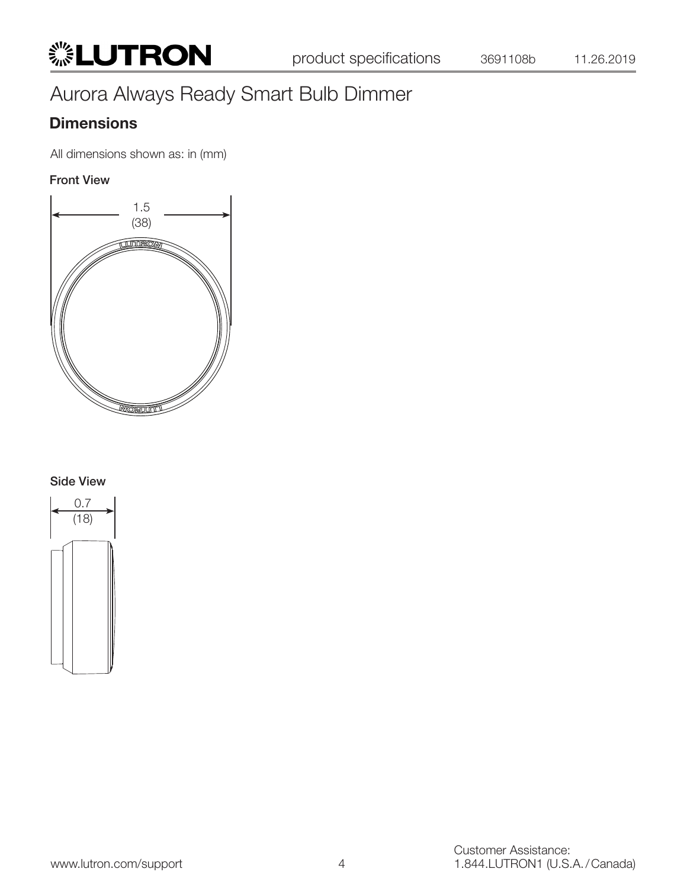# Aurora Always Ready Smart Bulb Dimmer

## Dimensions

All dimensions shown as: in (mm)

**Front View**

1.5
(38)

**Side View**

0.7
(18)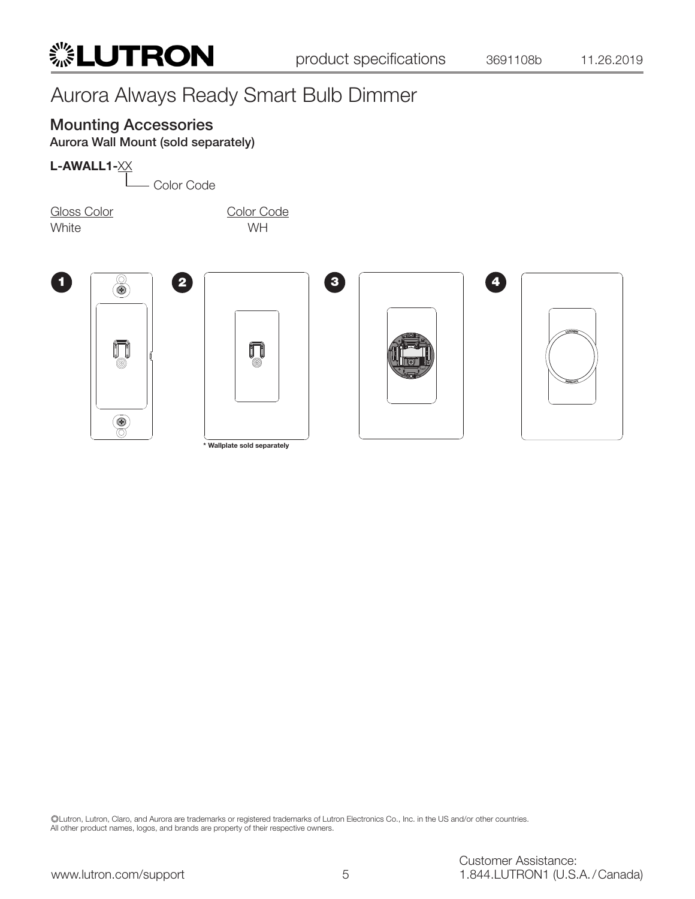# Aurora Always Ready Smart Bulb Dimmer

## Mounting Accessories

**Aurora Wall Mount (sold separately)**

**L-AWALL1-**XX
└── Color Code

| Gloss Color | Color Code |
|---|---|
| White | WH |

1

2

3

4

**\* Wallplate sold separately**

Lutron, Lutron, Claro, and Aurora are trademarks or registered trademarks of Lutron Electronics Co., Inc. in the US and/or other countries.
All other product names, logos, and brands are property of their respective owners.

www.lutron.com/support

Customer Assistance:
1.844.LUTRON1 (U.S.A. / Canada)